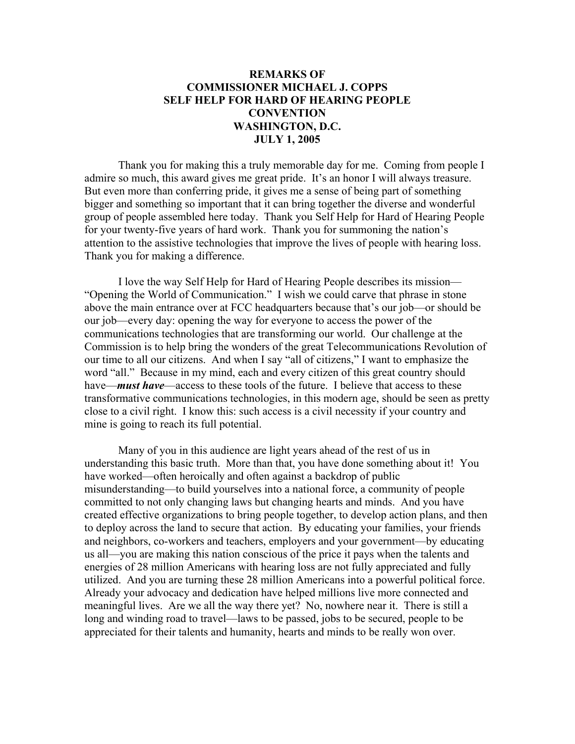**REMARKS OF**
**COMMISSIONER MICHAEL J. COPPS**
**SELF HELP FOR HARD OF HEARING PEOPLE**
**CONVENTION**
**WASHINGTON, D.C.**
**JULY 1, 2005**

Thank you for making this a truly memorable day for me. Coming from people I admire so much, this award gives me great pride. It's an honor I will always treasure. But even more than conferring pride, it gives me a sense of being part of something bigger and something so important that it can bring together the diverse and wonderful group of people assembled here today. Thank you Self Help for Hard of Hearing People for your twenty-five years of hard work. Thank you for summoning the nation's attention to the assistive technologies that improve the lives of people with hearing loss. Thank you for making a difference.

I love the way Self Help for Hard of Hearing People describes its mission—"Opening the World of Communication." I wish we could carve that phrase in stone above the main entrance over at FCC headquarters because that's our job—or should be our job—every day: opening the way for everyone to access the power of the communications technologies that are transforming our world. Our challenge at the Commission is to help bring the wonders of the great Telecommunications Revolution of our time to all our citizens. And when I say "all of citizens," I want to emphasize the word "all." Because in my mind, each and every citizen of this great country should have—***must have***—access to these tools of the future. I believe that access to these transformative communications technologies, in this modern age, should be seen as pretty close to a civil right. I know this: such access is a civil necessity if your country and mine is going to reach its full potential.

Many of you in this audience are light years ahead of the rest of us in understanding this basic truth. More than that, you have done something about it! You have worked—often heroically and often against a backdrop of public misunderstanding—to build yourselves into a national force, a community of people committed to not only changing laws but changing hearts and minds. And you have created effective organizations to bring people together, to develop action plans, and then to deploy across the land to secure that action. By educating your families, your friends and neighbors, co-workers and teachers, employers and your government—by educating us all—you are making this nation conscious of the price it pays when the talents and energies of 28 million Americans with hearing loss are not fully appreciated and fully utilized. And you are turning these 28 million Americans into a powerful political force. Already your advocacy and dedication have helped millions live more connected and meaningful lives. Are we all the way there yet? No, nowhere near it. There is still a long and winding road to travel—laws to be passed, jobs to be secured, people to be appreciated for their talents and humanity, hearts and minds to be really won over.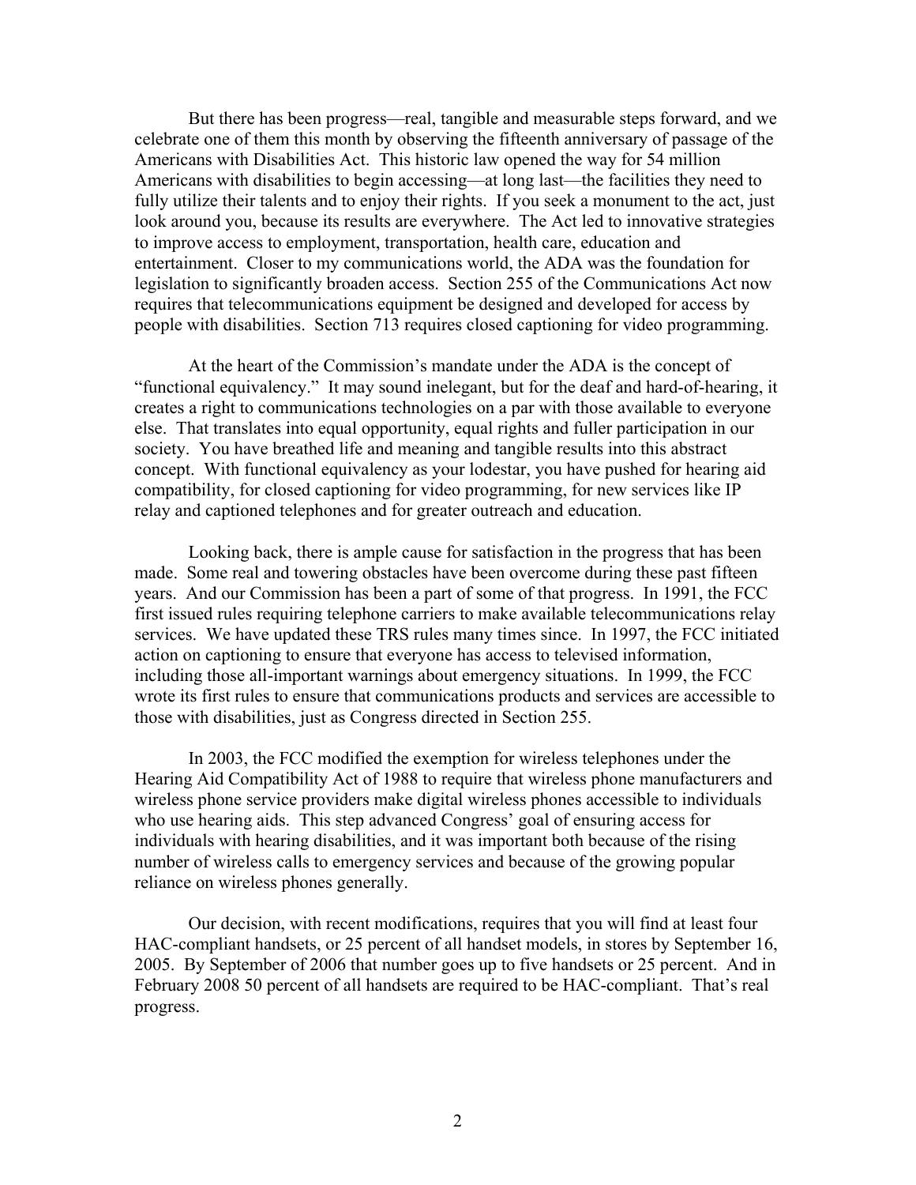But there has been progress—real, tangible and measurable steps forward, and we celebrate one of them this month by observing the fifteenth anniversary of passage of the Americans with Disabilities Act. This historic law opened the way for 54 million Americans with disabilities to begin accessing—at long last—the facilities they need to fully utilize their talents and to enjoy their rights. If you seek a monument to the act, just look around you, because its results are everywhere. The Act led to innovative strategies to improve access to employment, transportation, health care, education and entertainment. Closer to my communications world, the ADA was the foundation for legislation to significantly broaden access. Section 255 of the Communications Act now requires that telecommunications equipment be designed and developed for access by people with disabilities. Section 713 requires closed captioning for video programming.

At the heart of the Commission's mandate under the ADA is the concept of "functional equivalency." It may sound inelegant, but for the deaf and hard-of-hearing, it creates a right to communications technologies on a par with those available to everyone else. That translates into equal opportunity, equal rights and fuller participation in our society. You have breathed life and meaning and tangible results into this abstract concept. With functional equivalency as your lodestar, you have pushed for hearing aid compatibility, for closed captioning for video programming, for new services like IP relay and captioned telephones and for greater outreach and education.

Looking back, there is ample cause for satisfaction in the progress that has been made. Some real and towering obstacles have been overcome during these past fifteen years. And our Commission has been a part of some of that progress. In 1991, the FCC first issued rules requiring telephone carriers to make available telecommunications relay services. We have updated these TRS rules many times since. In 1997, the FCC initiated action on captioning to ensure that everyone has access to televised information, including those all-important warnings about emergency situations. In 1999, the FCC wrote its first rules to ensure that communications products and services are accessible to those with disabilities, just as Congress directed in Section 255.

In 2003, the FCC modified the exemption for wireless telephones under the Hearing Aid Compatibility Act of 1988 to require that wireless phone manufacturers and wireless phone service providers make digital wireless phones accessible to individuals who use hearing aids. This step advanced Congress' goal of ensuring access for individuals with hearing disabilities, and it was important both because of the rising number of wireless calls to emergency services and because of the growing popular reliance on wireless phones generally.

Our decision, with recent modifications, requires that you will find at least four HAC-compliant handsets, or 25 percent of all handset models, in stores by September 16, 2005. By September of 2006 that number goes up to five handsets or 25 percent. And in February 2008 50 percent of all handsets are required to be HAC-compliant. That's real progress.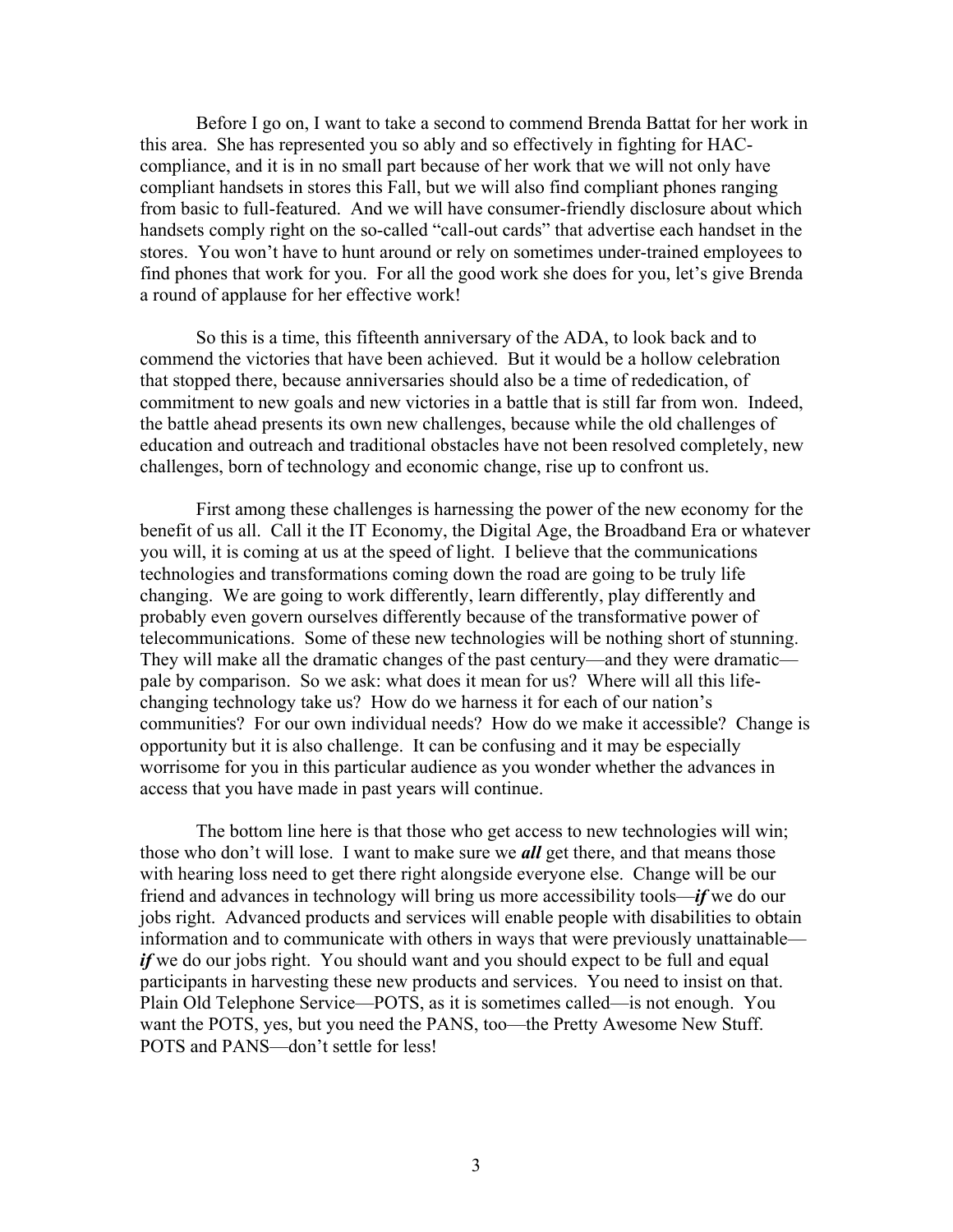Before I go on, I want to take a second to commend Brenda Battat for her work in this area. She has represented you so ably and so effectively in fighting for HAC-compliance, and it is in no small part because of her work that we will not only have compliant handsets in stores this Fall, but we will also find compliant phones ranging from basic to full-featured. And we will have consumer-friendly disclosure about which handsets comply right on the so-called "call-out cards" that advertise each handset in the stores. You won't have to hunt around or rely on sometimes under-trained employees to find phones that work for you. For all the good work she does for you, let's give Brenda a round of applause for her effective work!

So this is a time, this fifteenth anniversary of the ADA, to look back and to commend the victories that have been achieved. But it would be a hollow celebration that stopped there, because anniversaries should also be a time of rededication, of commitment to new goals and new victories in a battle that is still far from won. Indeed, the battle ahead presents its own new challenges, because while the old challenges of education and outreach and traditional obstacles have not been resolved completely, new challenges, born of technology and economic change, rise up to confront us.

First among these challenges is harnessing the power of the new economy for the benefit of us all. Call it the IT Economy, the Digital Age, the Broadband Era or whatever you will, it is coming at us at the speed of light. I believe that the communications technologies and transformations coming down the road are going to be truly life changing. We are going to work differently, learn differently, play differently and probably even govern ourselves differently because of the transformative power of telecommunications. Some of these new technologies will be nothing short of stunning. They will make all the dramatic changes of the past century—and they were dramatic—pale by comparison. So we ask: what does it mean for us? Where will all this life-changing technology take us? How do we harness it for each of our nation's communities? For our own individual needs? How do we make it accessible? Change is opportunity but it is also challenge. It can be confusing and it may be especially worrisome for you in this particular audience as you wonder whether the advances in access that you have made in past years will continue.

The bottom line here is that those who get access to new technologies will win; those who don't will lose. I want to make sure we ***all*** get there, and that means those with hearing loss need to get there right alongside everyone else. Change will be our friend and advances in technology will bring us more accessibility tools—***if*** we do our jobs right. Advanced products and services will enable people with disabilities to obtain information and to communicate with others in ways that were previously unattainable—***if*** we do our jobs right. You should want and you should expect to be full and equal participants in harvesting these new products and services. You need to insist on that. Plain Old Telephone Service—POTS, as it is sometimes called—is not enough. You want the POTS, yes, but you need the PANS, too—the Pretty Awesome New Stuff. POTS and PANS—don't settle for less!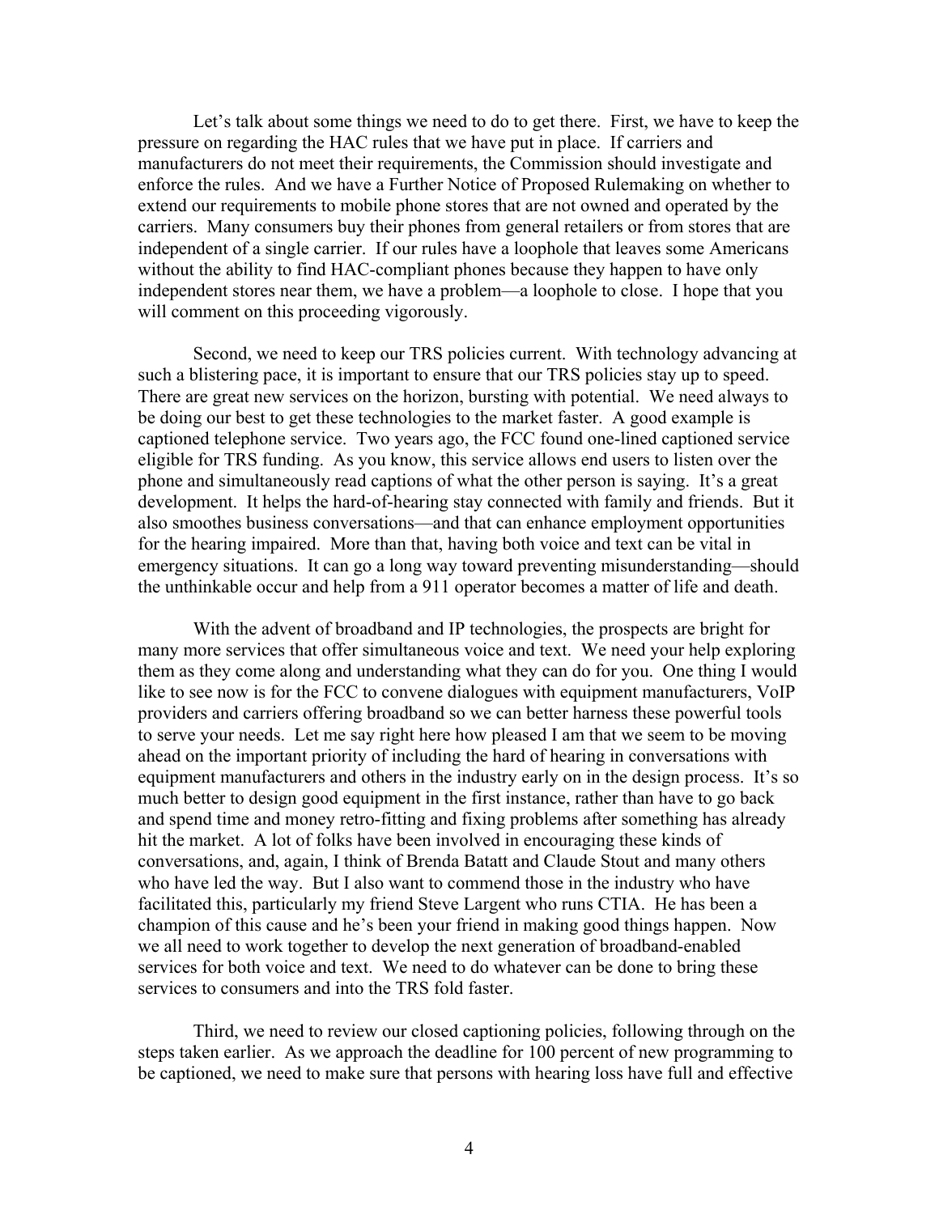Let's talk about some things we need to do to get there. First, we have to keep the pressure on regarding the HAC rules that we have put in place. If carriers and manufacturers do not meet their requirements, the Commission should investigate and enforce the rules. And we have a Further Notice of Proposed Rulemaking on whether to extend our requirements to mobile phone stores that are not owned and operated by the carriers. Many consumers buy their phones from general retailers or from stores that are independent of a single carrier. If our rules have a loophole that leaves some Americans without the ability to find HAC-compliant phones because they happen to have only independent stores near them, we have a problem—a loophole to close. I hope that you will comment on this proceeding vigorously.

Second, we need to keep our TRS policies current. With technology advancing at such a blistering pace, it is important to ensure that our TRS policies stay up to speed. There are great new services on the horizon, bursting with potential. We need always to be doing our best to get these technologies to the market faster. A good example is captioned telephone service. Two years ago, the FCC found one-lined captioned service eligible for TRS funding. As you know, this service allows end users to listen over the phone and simultaneously read captions of what the other person is saying. It's a great development. It helps the hard-of-hearing stay connected with family and friends. But it also smoothes business conversations—and that can enhance employment opportunities for the hearing impaired. More than that, having both voice and text can be vital in emergency situations. It can go a long way toward preventing misunderstanding—should the unthinkable occur and help from a 911 operator becomes a matter of life and death.

With the advent of broadband and IP technologies, the prospects are bright for many more services that offer simultaneous voice and text. We need your help exploring them as they come along and understanding what they can do for you. One thing I would like to see now is for the FCC to convene dialogues with equipment manufacturers, VoIP providers and carriers offering broadband so we can better harness these powerful tools to serve your needs. Let me say right here how pleased I am that we seem to be moving ahead on the important priority of including the hard of hearing in conversations with equipment manufacturers and others in the industry early on in the design process. It's so much better to design good equipment in the first instance, rather than have to go back and spend time and money retro-fitting and fixing problems after something has already hit the market. A lot of folks have been involved in encouraging these kinds of conversations, and, again, I think of Brenda Batatt and Claude Stout and many others who have led the way. But I also want to commend those in the industry who have facilitated this, particularly my friend Steve Largent who runs CTIA. He has been a champion of this cause and he's been your friend in making good things happen. Now we all need to work together to develop the next generation of broadband-enabled services for both voice and text. We need to do whatever can be done to bring these services to consumers and into the TRS fold faster.

Third, we need to review our closed captioning policies, following through on the steps taken earlier. As we approach the deadline for 100 percent of new programming to be captioned, we need to make sure that persons with hearing loss have full and effective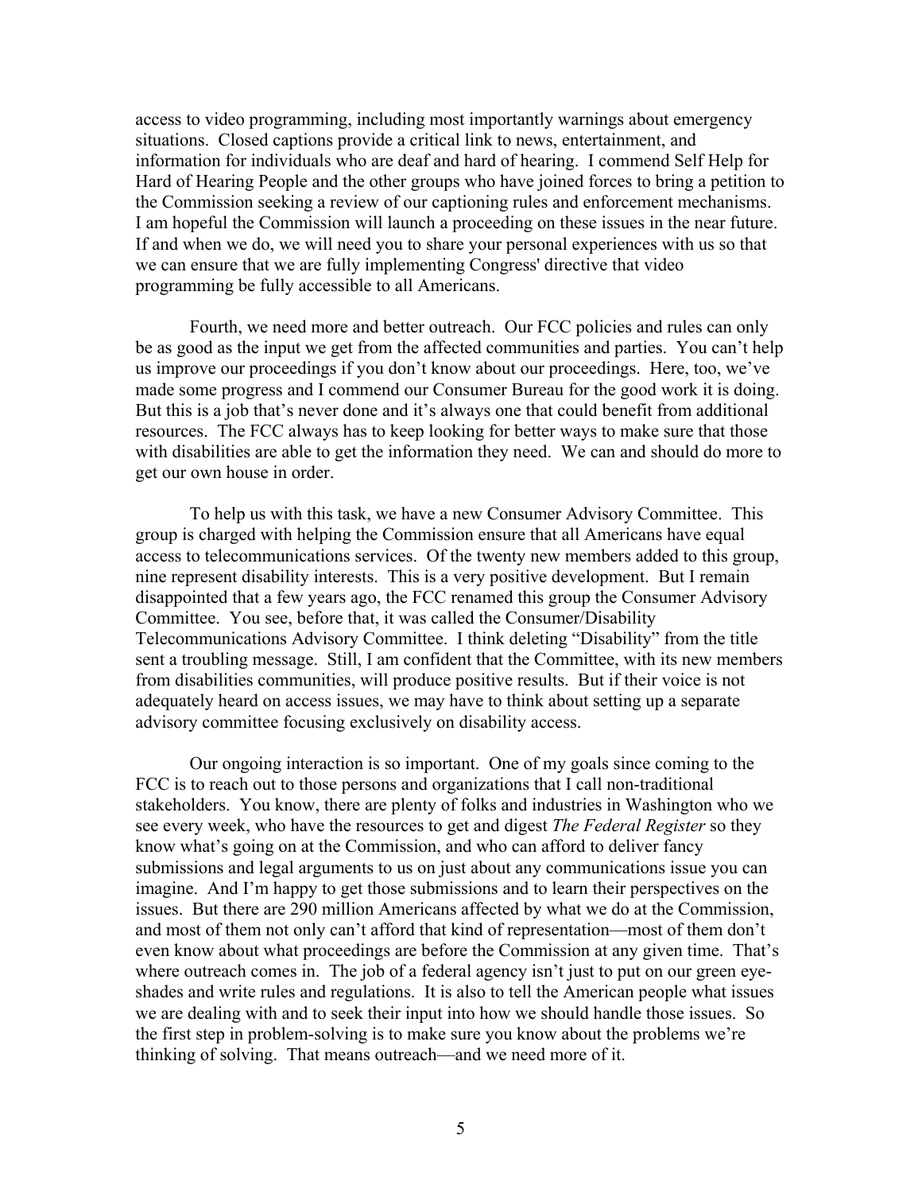access to video programming, including most importantly warnings about emergency situations. Closed captions provide a critical link to news, entertainment, and information for individuals who are deaf and hard of hearing. I commend Self Help for Hard of Hearing People and the other groups who have joined forces to bring a petition to the Commission seeking a review of our captioning rules and enforcement mechanisms. I am hopeful the Commission will launch a proceeding on these issues in the near future. If and when we do, we will need you to share your personal experiences with us so that we can ensure that we are fully implementing Congress' directive that video programming be fully accessible to all Americans.

Fourth, we need more and better outreach. Our FCC policies and rules can only be as good as the input we get from the affected communities and parties. You can't help us improve our proceedings if you don't know about our proceedings. Here, too, we've made some progress and I commend our Consumer Bureau for the good work it is doing. But this is a job that's never done and it's always one that could benefit from additional resources. The FCC always has to keep looking for better ways to make sure that those with disabilities are able to get the information they need. We can and should do more to get our own house in order.

To help us with this task, we have a new Consumer Advisory Committee. This group is charged with helping the Commission ensure that all Americans have equal access to telecommunications services. Of the twenty new members added to this group, nine represent disability interests. This is a very positive development. But I remain disappointed that a few years ago, the FCC renamed this group the Consumer Advisory Committee. You see, before that, it was called the Consumer/Disability Telecommunications Advisory Committee. I think deleting "Disability" from the title sent a troubling message. Still, I am confident that the Committee, with its new members from disabilities communities, will produce positive results. But if their voice is not adequately heard on access issues, we may have to think about setting up a separate advisory committee focusing exclusively on disability access.

Our ongoing interaction is so important. One of my goals since coming to the FCC is to reach out to those persons and organizations that I call non-traditional stakeholders. You know, there are plenty of folks and industries in Washington who we see every week, who have the resources to get and digest *The Federal Register* so they know what's going on at the Commission, and who can afford to deliver fancy submissions and legal arguments to us on just about any communications issue you can imagine. And I'm happy to get those submissions and to learn their perspectives on the issues. But there are 290 million Americans affected by what we do at the Commission, and most of them not only can't afford that kind of representation—most of them don't even know about what proceedings are before the Commission at any given time. That's where outreach comes in. The job of a federal agency isn't just to put on our green eye-shades and write rules and regulations. It is also to tell the American people what issues we are dealing with and to seek their input into how we should handle those issues. So the first step in problem-solving is to make sure you know about the problems we're thinking of solving. That means outreach—and we need more of it.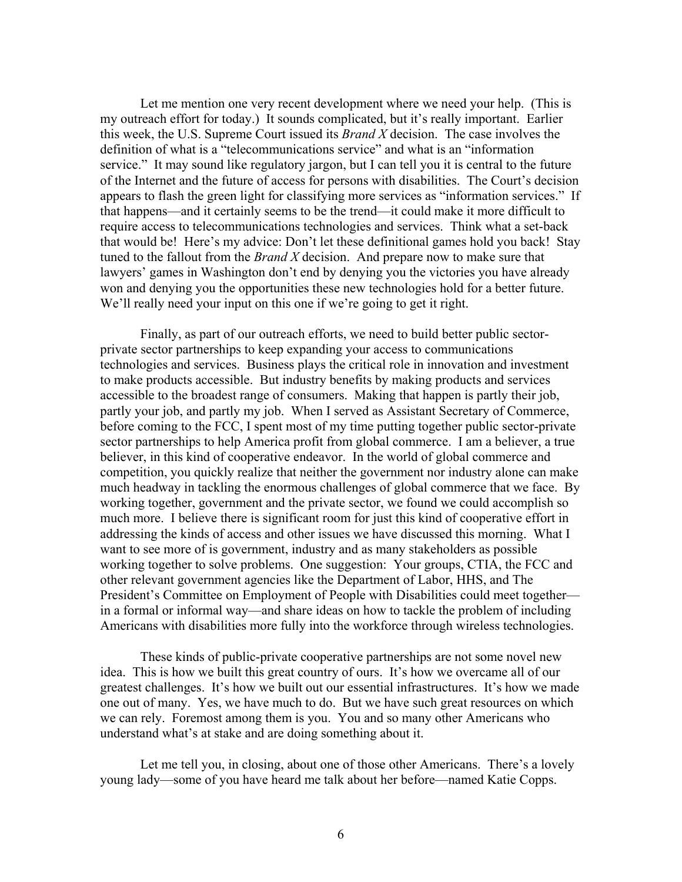Let me mention one very recent development where we need your help. (This is my outreach effort for today.) It sounds complicated, but it's really important. Earlier this week, the U.S. Supreme Court issued its *Brand X* decision. The case involves the definition of what is a "telecommunications service" and what is an "information service." It may sound like regulatory jargon, but I can tell you it is central to the future of the Internet and the future of access for persons with disabilities. The Court's decision appears to flash the green light for classifying more services as "information services." If that happens—and it certainly seems to be the trend—it could make it more difficult to require access to telecommunications technologies and services. Think what a set-back that would be! Here's my advice: Don't let these definitional games hold you back! Stay tuned to the fallout from the *Brand X* decision. And prepare now to make sure that lawyers' games in Washington don't end by denying you the victories you have already won and denying you the opportunities these new technologies hold for a better future. We'll really need your input on this one if we're going to get it right.

Finally, as part of our outreach efforts, we need to build better public sector-private sector partnerships to keep expanding your access to communications technologies and services. Business plays the critical role in innovation and investment to make products accessible. But industry benefits by making products and services accessible to the broadest range of consumers. Making that happen is partly their job, partly your job, and partly my job. When I served as Assistant Secretary of Commerce, before coming to the FCC, I spent most of my time putting together public sector-private sector partnerships to help America profit from global commerce. I am a believer, a true believer, in this kind of cooperative endeavor. In the world of global commerce and competition, you quickly realize that neither the government nor industry alone can make much headway in tackling the enormous challenges of global commerce that we face. By working together, government and the private sector, we found we could accomplish so much more. I believe there is significant room for just this kind of cooperative effort in addressing the kinds of access and other issues we have discussed this morning. What I want to see more of is government, industry and as many stakeholders as possible working together to solve problems. One suggestion: Your groups, CTIA, the FCC and other relevant government agencies like the Department of Labor, HHS, and The President's Committee on Employment of People with Disabilities could meet together—in a formal or informal way—and share ideas on how to tackle the problem of including Americans with disabilities more fully into the workforce through wireless technologies.

These kinds of public-private cooperative partnerships are not some novel new idea. This is how we built this great country of ours. It's how we overcame all of our greatest challenges. It's how we built out our essential infrastructures. It's how we made one out of many. Yes, we have much to do. But we have such great resources on which we can rely. Foremost among them is you. You and so many other Americans who understand what's at stake and are doing something about it.

Let me tell you, in closing, about one of those other Americans. There's a lovely young lady—some of you have heard me talk about her before—named Katie Copps.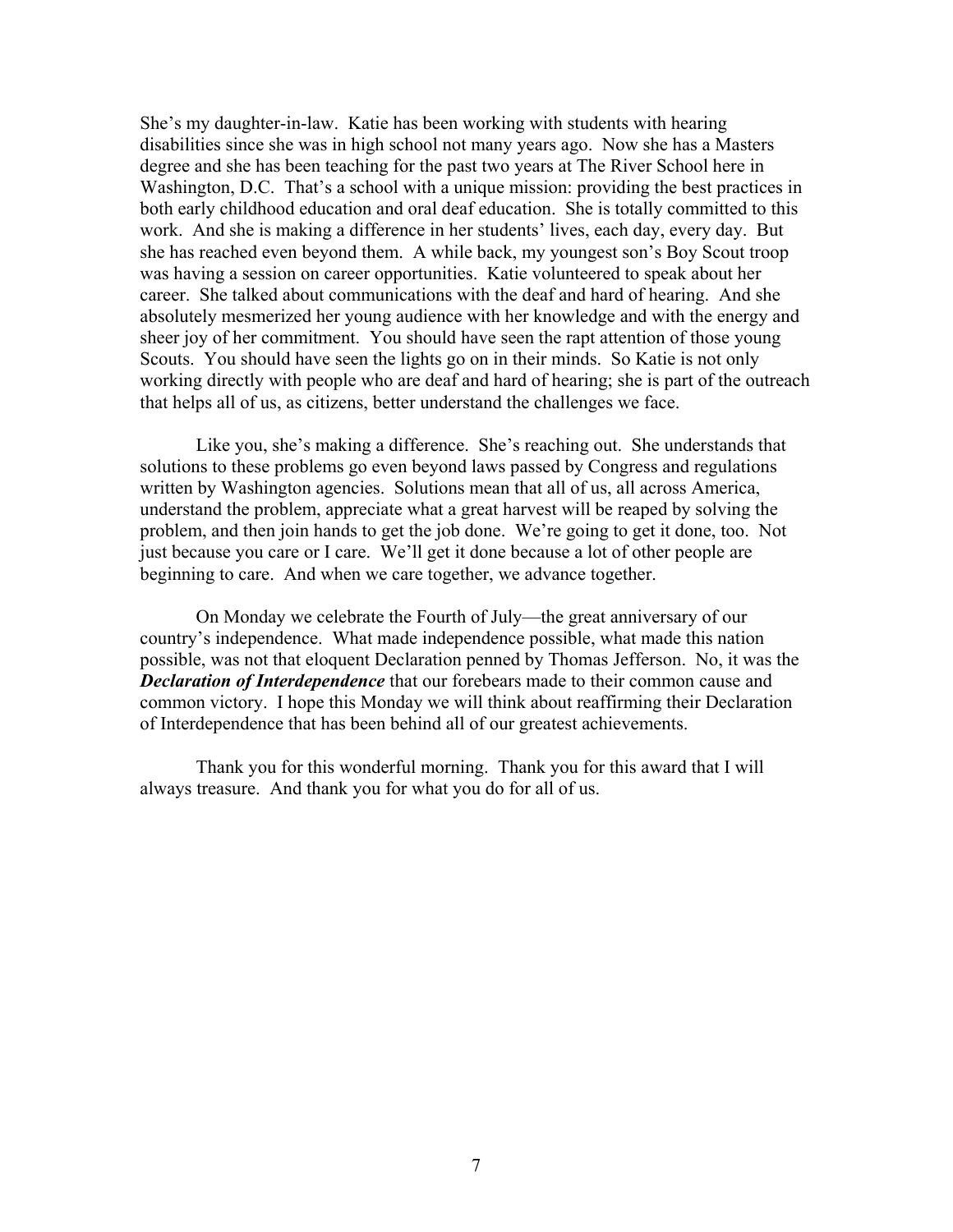She's my daughter-in-law. Katie has been working with students with hearing disabilities since she was in high school not many years ago. Now she has a Masters degree and she has been teaching for the past two years at The River School here in Washington, D.C. That's a school with a unique mission: providing the best practices in both early childhood education and oral deaf education. She is totally committed to this work. And she is making a difference in her students' lives, each day, every day. But she has reached even beyond them. A while back, my youngest son's Boy Scout troop was having a session on career opportunities. Katie volunteered to speak about her career. She talked about communications with the deaf and hard of hearing. And she absolutely mesmerized her young audience with her knowledge and with the energy and sheer joy of her commitment. You should have seen the rapt attention of those young Scouts. You should have seen the lights go on in their minds. So Katie is not only working directly with people who are deaf and hard of hearing; she is part of the outreach that helps all of us, as citizens, better understand the challenges we face.

Like you, she's making a difference. She's reaching out. She understands that solutions to these problems go even beyond laws passed by Congress and regulations written by Washington agencies. Solutions mean that all of us, all across America, understand the problem, appreciate what a great harvest will be reaped by solving the problem, and then join hands to get the job done. We're going to get it done, too. Not just because you care or I care. We'll get it done because a lot of other people are beginning to care. And when we care together, we advance together.

On Monday we celebrate the Fourth of July—the great anniversary of our country's independence. What made independence possible, what made this nation possible, was not that eloquent Declaration penned by Thomas Jefferson. No, it was the ***Declaration of Interdependence*** that our forebears made to their common cause and common victory. I hope this Monday we will think about reaffirming their Declaration of Interdependence that has been behind all of our greatest achievements.

Thank you for this wonderful morning. Thank you for this award that I will always treasure. And thank you for what you do for all of us.